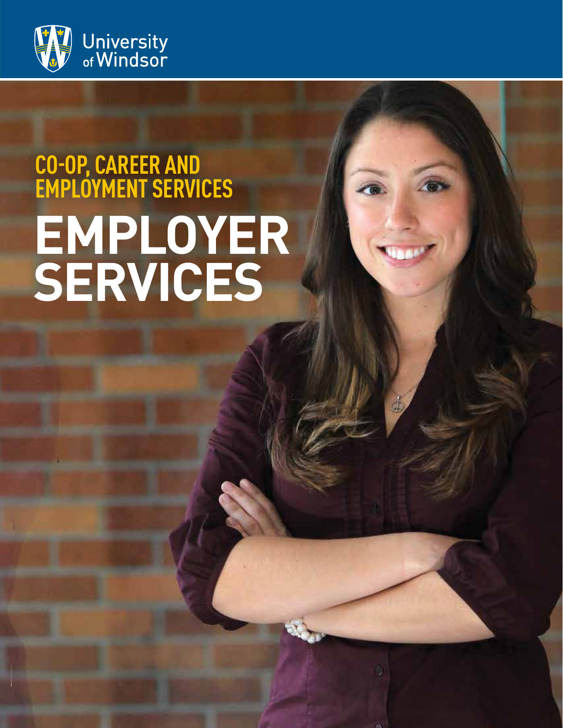University of Windsor

## CO-OP, CAREER AND EMPLOYMENT SERVICES

# EMPLOYER SERVICES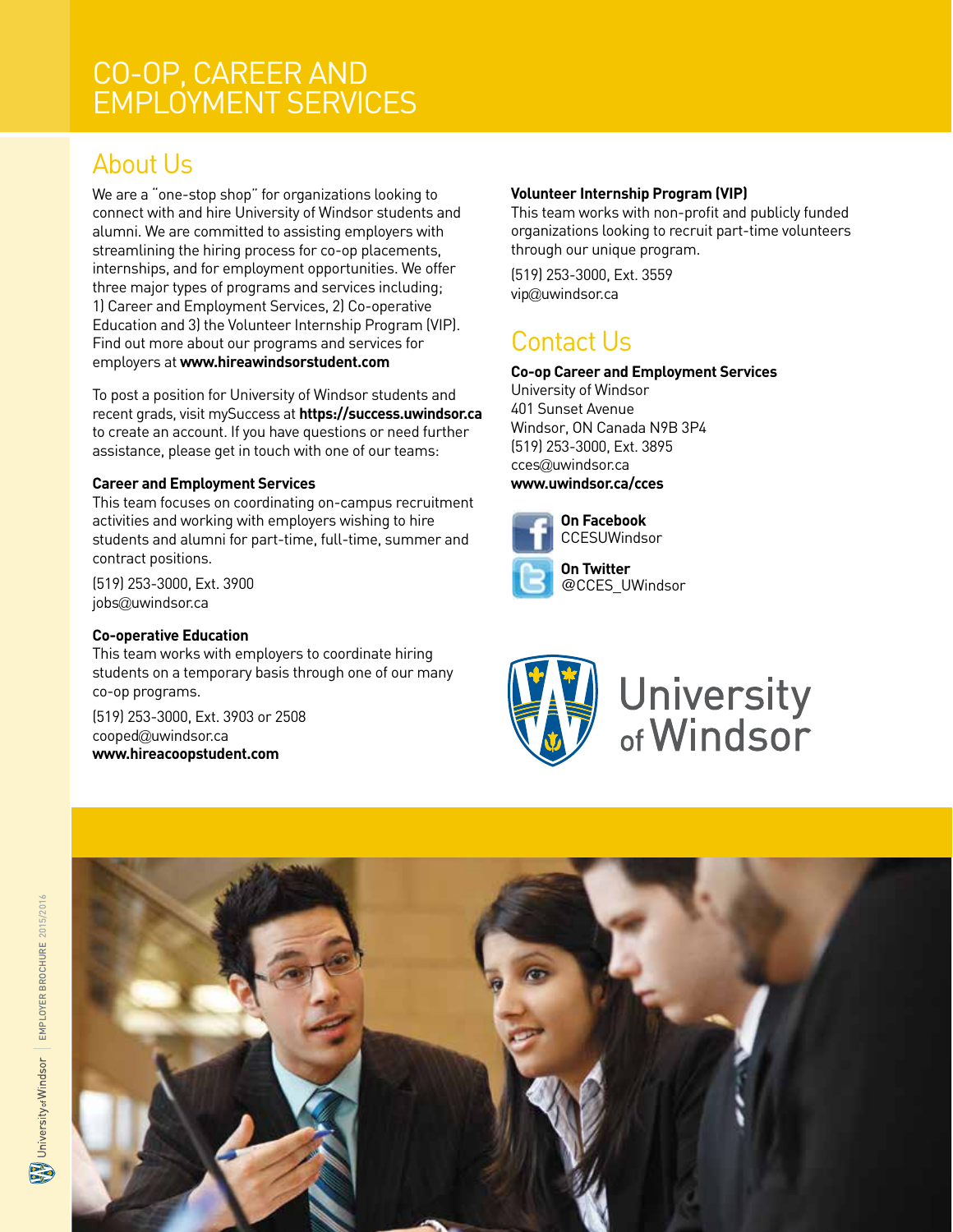# CO-OP, CAREER AND EMPLOYMENT SERVICES

## About Us

We are a "one-stop shop" for organizations looking to connect with and hire University of Windsor students and alumni. We are committed to assisting employers with streamlining the hiring process for co-op placements, internships, and for employment opportunities. We offer three major types of programs and services including; 1) Career and Employment Services, 2) Co-operative Education and 3) the Volunteer Internship Program (VIP). Find out more about our programs and services for employers at **www.hireawindsorstudent.com**

To post a position for University of Windsor students and recent grads, visit mySuccess at **https://success.uwindsor.ca** to create an account. If you have questions or need further assistance, please get in touch with one of our teams:

**Career and Employment Services**
This team focuses on coordinating on-campus recruitment activities and working with employers wishing to hire students and alumni for part-time, full-time, summer and contract positions.

(519) 253-3000, Ext. 3900
jobs@uwindsor.ca

**Co-operative Education**
This team works with employers to coordinate hiring students on a temporary basis through one of our many co-op programs.

(519) 253-3000, Ext. 3903 or 2508
cooped@uwindsor.ca
**www.hireacoopstudent.com**

**Volunteer Internship Program (VIP)**
This team works with non-profit and publicly funded organizations looking to recruit part-time volunteers through our unique program.

(519) 253-3000, Ext. 3559
vip@uwindsor.ca

## Contact Us

**Co-op Career and Employment Services**
University of Windsor
401 Sunset Avenue
Windsor, ON Canada N9B 3P4
(519) 253-3000, Ext. 3895
cces@uwindsor.ca
**www.uwindsor.ca/cces**

**On Facebook**
CCESUWindsor

**On Twitter**
@CCES_UWindsor

University of Windsor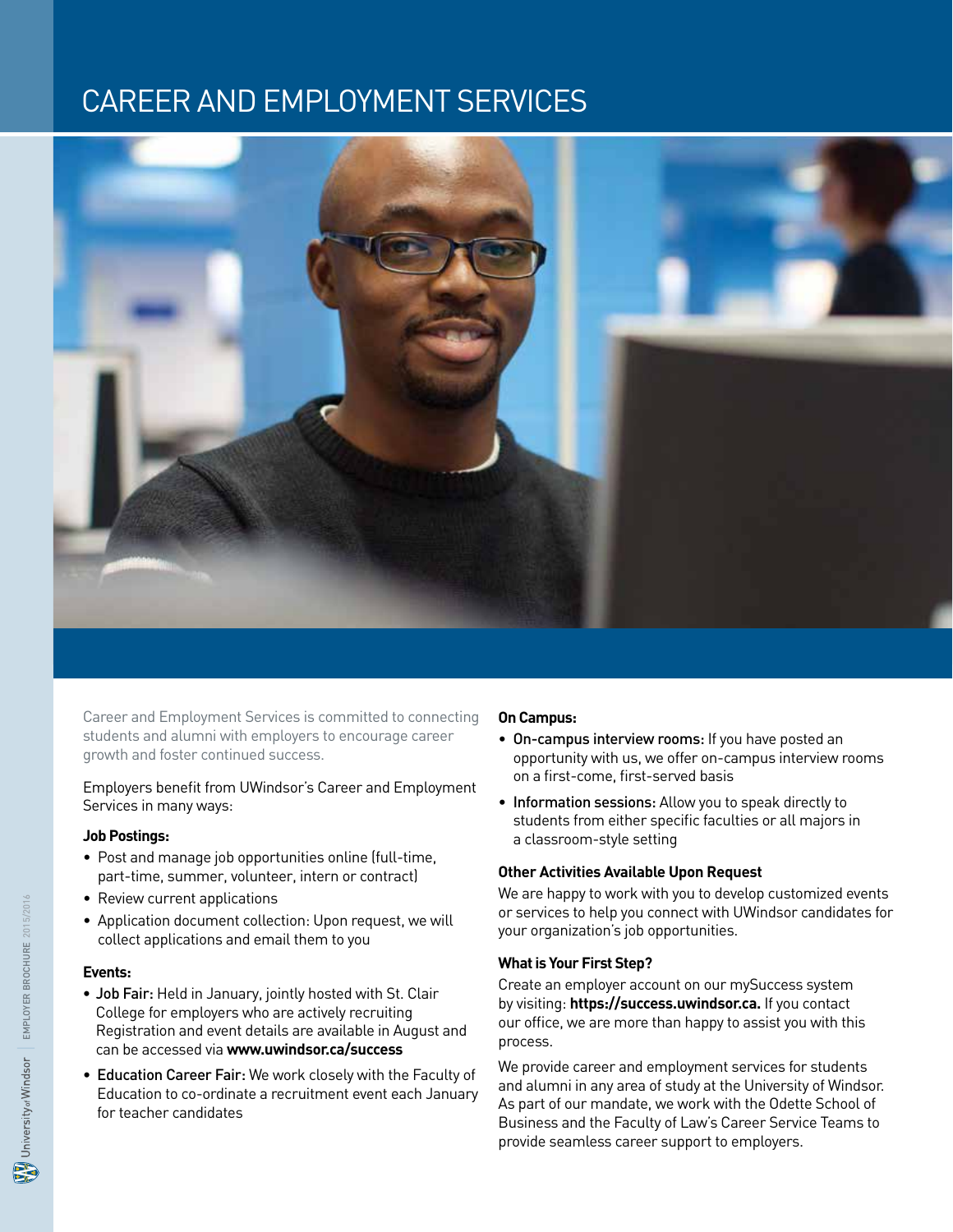# CAREER AND EMPLOYMENT SERVICES

Career and Employment Services is committed to connecting students and alumni with employers to encourage career growth and foster continued success.

Employers benefit from UWindsor's Career and Employment Services in many ways:

**Job Postings:**

- Post and manage job opportunities online (full-time, part-time, summer, volunteer, intern or contract)
- Review current applications
- Application document collection: Upon request, we will collect applications and email them to you

**Events:**

- Job Fair: Held in January, jointly hosted with St. Clair College for employers who are actively recruiting Registration and event details are available in August and can be accessed via **www.uwindsor.ca/success**
- Education Career Fair: We work closely with the Faculty of Education to co-ordinate a recruitment event each January for teacher candidates

**On Campus:**

- On-campus interview rooms: If you have posted an opportunity with us, we offer on-campus interview rooms on a first-come, first-served basis
- Information sessions: Allow you to speak directly to students from either specific faculties or all majors in a classroom-style setting

**Other Activities Available Upon Request**

We are happy to work with you to develop customized events or services to help you connect with UWindsor candidates for your organization's job opportunities.

**What is Your First Step?**

Create an employer account on our mySuccess system by visiting: **https://success.uwindsor.ca.** If you contact our office, we are more than happy to assist you with this process.

We provide career and employment services for students and alumni in any area of study at the University of Windsor. As part of our mandate, we work with the Odette School of Business and the Faculty of Law's Career Service Teams to provide seamless career support to employers.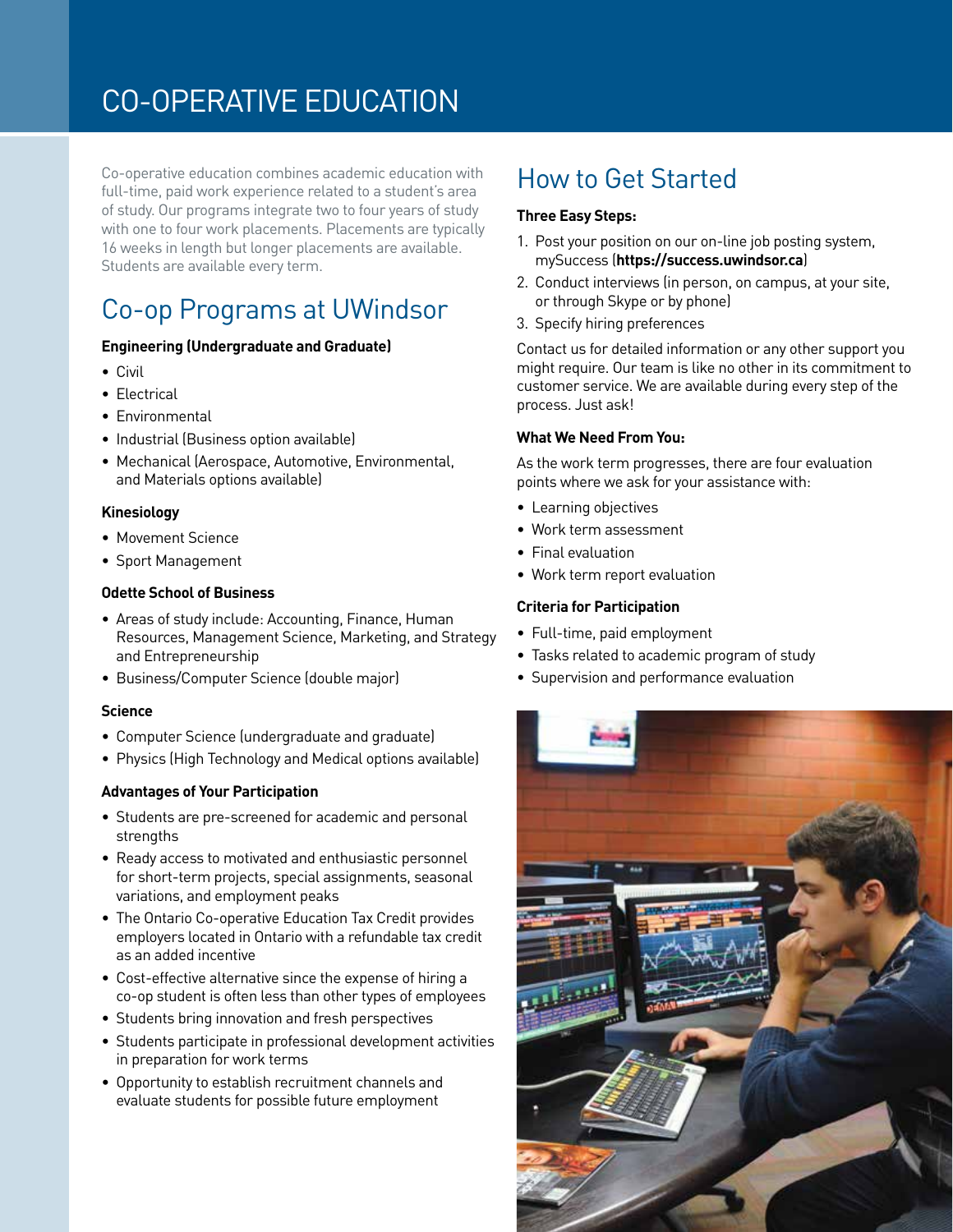# CO-OPERATIVE EDUCATION

Co-operative education combines academic education with full-time, paid work experience related to a student's area of study. Our programs integrate two to four years of study with one to four work placements. Placements are typically 16 weeks in length but longer placements are available. Students are available every term.

## Co-op Programs at UWindsor

**Engineering (Undergraduate and Graduate)**

- Civil
- Electrical
- Environmental
- Industrial (Business option available)
- Mechanical (Aerospace, Automotive, Environmental, and Materials options available)

**Kinesiology**

- Movement Science
- Sport Management

**Odette School of Business**

- Areas of study include: Accounting, Finance, Human Resources, Management Science, Marketing, and Strategy and Entrepreneurship
- Business/Computer Science (double major)

**Science**

- Computer Science (undergraduate and graduate)
- Physics (High Technology and Medical options available)

**Advantages of Your Participation**

- Students are pre-screened for academic and personal strengths
- Ready access to motivated and enthusiastic personnel for short-term projects, special assignments, seasonal variations, and employment peaks
- The Ontario Co-operative Education Tax Credit provides employers located in Ontario with a refundable tax credit as an added incentive
- Cost-effective alternative since the expense of hiring a co-op student is often less than other types of employees
- Students bring innovation and fresh perspectives
- Students participate in professional development activities in preparation for work terms
- Opportunity to establish recruitment channels and evaluate students for possible future employment

## How to Get Started

**Three Easy Steps:**

1. Post your position on our on-line job posting system, mySuccess (**https://success.uwindsor.ca**)
2. Conduct interviews (in person, on campus, at your site, or through Skype or by phone)
3. Specify hiring preferences

Contact us for detailed information or any other support you might require. Our team is like no other in its commitment to customer service. We are available during every step of the process. Just ask!

**What We Need From You:**

As the work term progresses, there are four evaluation points where we ask for your assistance with:

- Learning objectives
- Work term assessment
- Final evaluation
- Work term report evaluation

**Criteria for Participation**

- Full-time, paid employment
- Tasks related to academic program of study
- Supervision and performance evaluation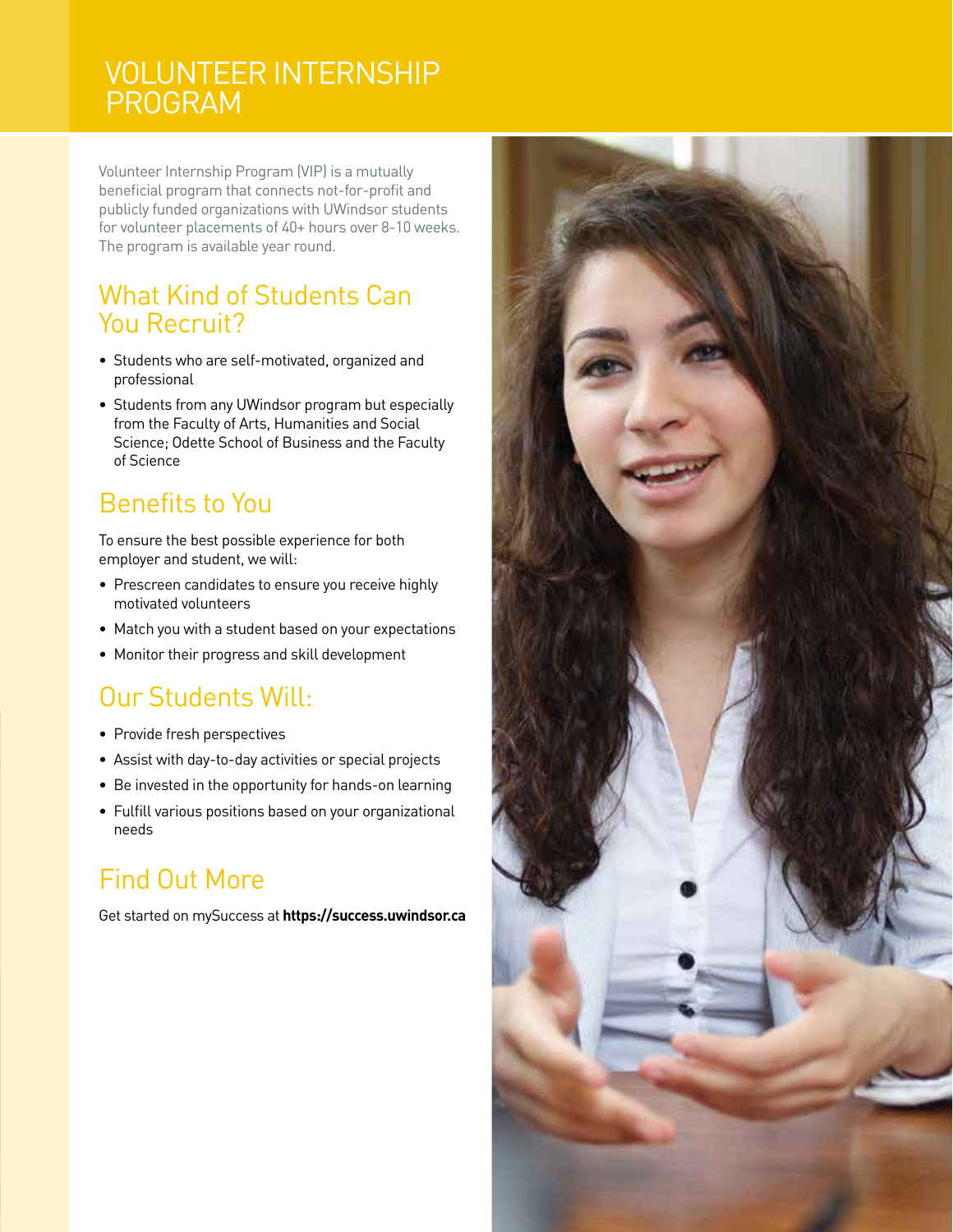# VOLUNTEER INTERNSHIP PROGRAM

Volunteer Internship Program (VIP) is a mutually beneficial program that connects not-for-profit and publicly funded organizations with UWindsor students for volunteer placements of 40+ hours over 8-10 weeks. The program is available year round.

## What Kind of Students Can You Recruit?

- Students who are self-motivated, organized and professional
- Students from any UWindsor program but especially from the Faculty of Arts, Humanities and Social Science; Odette School of Business and the Faculty of Science

## Benefits to You

To ensure the best possible experience for both employer and student, we will:

- Prescreen candidates to ensure you receive highly motivated volunteers
- Match you with a student based on your expectations
- Monitor their progress and skill development

## Our Students Will:

- Provide fresh perspectives
- Assist with day-to-day activities or special projects
- Be invested in the opportunity for hands-on learning
- Fulfill various positions based on your organizational needs

## Find Out More

Get started on mySuccess at **https://success.uwindsor.ca**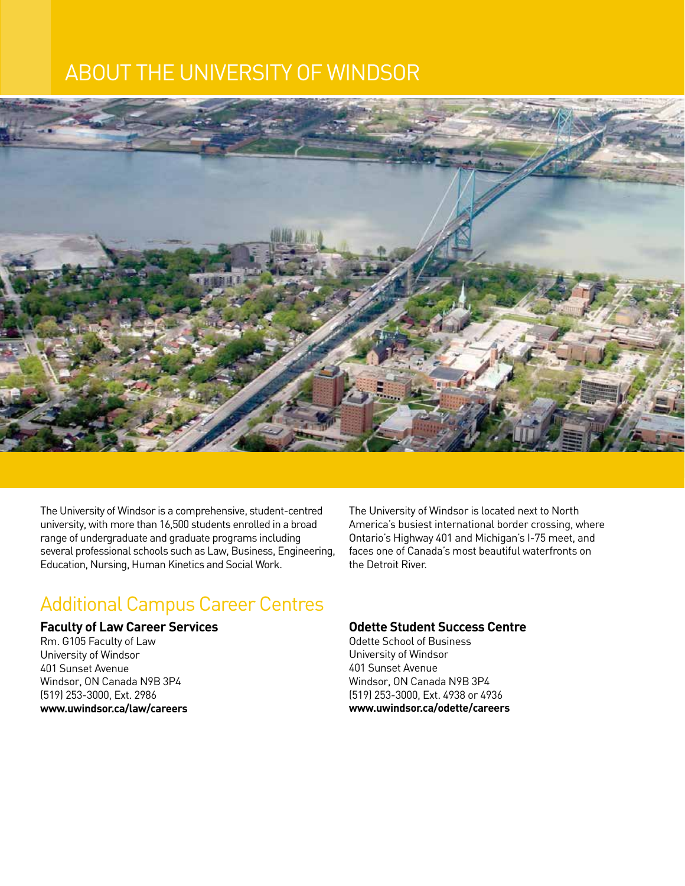# ABOUT THE UNIVERSITY OF WINDSOR

The University of Windsor is a comprehensive, student-centred university, with more than 16,500 students enrolled in a broad range of undergraduate and graduate programs including several professional schools such as Law, Business, Engineering, Education, Nursing, Human Kinetics and Social Work.

The University of Windsor is located next to North America's busiest international border crossing, where Ontario's Highway 401 and Michigan's I-75 meet, and faces one of Canada's most beautiful waterfronts on the Detroit River.

## Additional Campus Career Centres

**Faculty of Law Career Services**
Rm. G105 Faculty of Law
University of Windsor
401 Sunset Avenue
Windsor, ON Canada N9B 3P4
(519) 253-3000, Ext. 2986
**www.uwindsor.ca/law/careers**

**Odette Student Success Centre**
Odette School of Business
University of Windsor
401 Sunset Avenue
Windsor, ON Canada N9B 3P4
(519) 253-3000, Ext. 4938 or 4936
**www.uwindsor.ca/odette/careers**